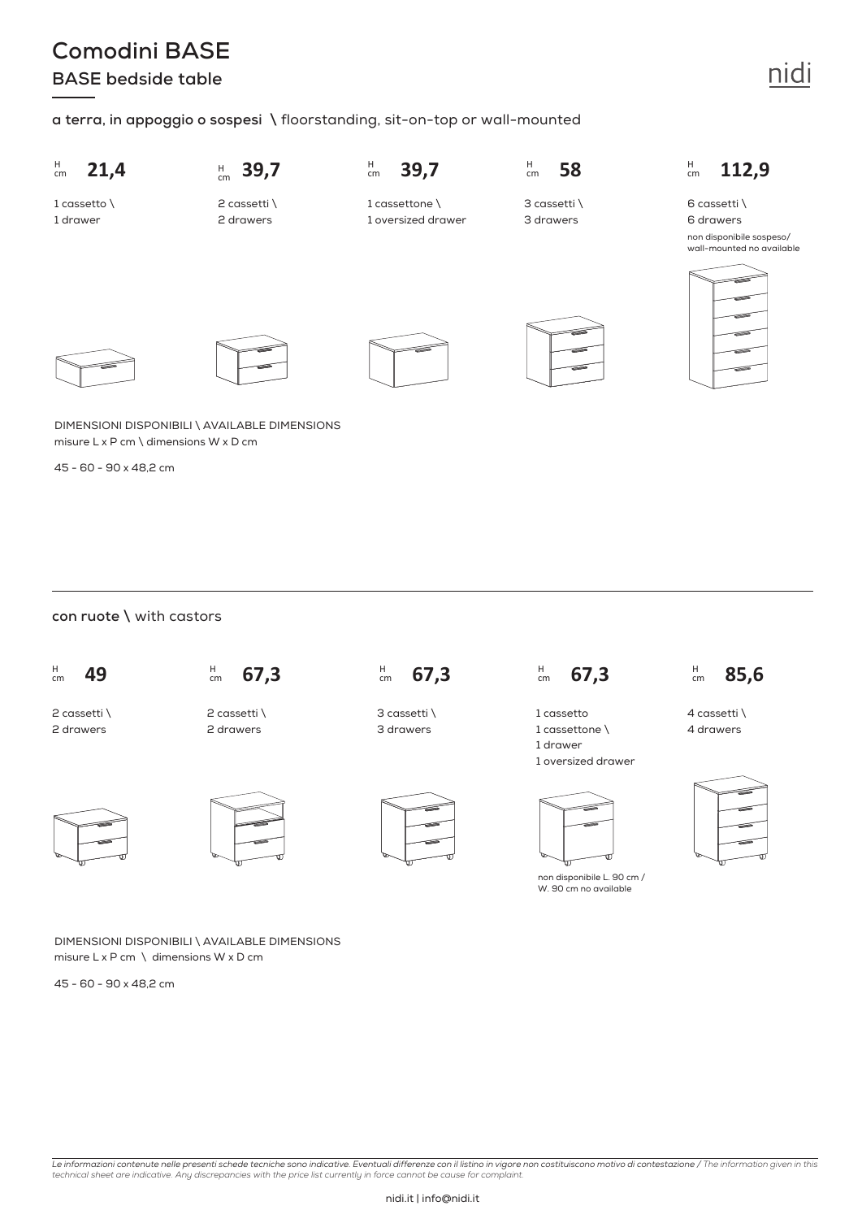# Comodini BASE

## BASE bedside table

**a terra, in appoggio o sospesi \\** floorstanding, sit-on-top or wall-mounted

| H cm **21,4** | H cm **39,7** | H cm **39,7** | H cm **58** | H cm **112,9** |
|---|---|---|---|---|
| 1 cassetto \\ 1 drawer | 2 cassetti \\ 2 drawers | 1 cassettone \\ 1 oversized drawer | 3 cassetti \\ 3 drawers | 6 cassetti \\ 6 drawers<br>non disponibile sospeso/ wall-mounted no available |

DIMENSIONI DISPONIBILI \\ AVAILABLE DIMENSIONS
misure L x P cm \\ dimensions W x D cm

45 - 60 - 90 x 48,2 cm

**con ruote \\** with castors

| H cm **49** | H cm **67,3** | H cm **67,3** | H cm **67,3** | H cm **85,6** |
|---|---|---|---|---|
| 2 cassetti \\ 2 drawers | 2 cassetti \\ 2 drawers | 3 cassetti \\ 3 drawers | 1 cassetto<br>1 cassettone \\<br>1 drawer<br>1 oversized drawer<br>non disponibile L. 90 cm / W. 90 cm no available | 4 cassetti \\ 4 drawers |

DIMENSIONI DISPONIBILI \\ AVAILABLE DIMENSIONS
misure L x P cm \\ dimensions W x D cm

45 - 60 - 90 x 48,2 cm

*Le informazioni contenute nelle presenti schede tecniche sono indicative. Eventuali differenze con il listino in vigore non costituiscono motivo di contestazione / The information given in this technical sheet are indicative. Any discrepancies with the price list currently in force cannot be cause for complaint.*

nidi.it | info@nidi.it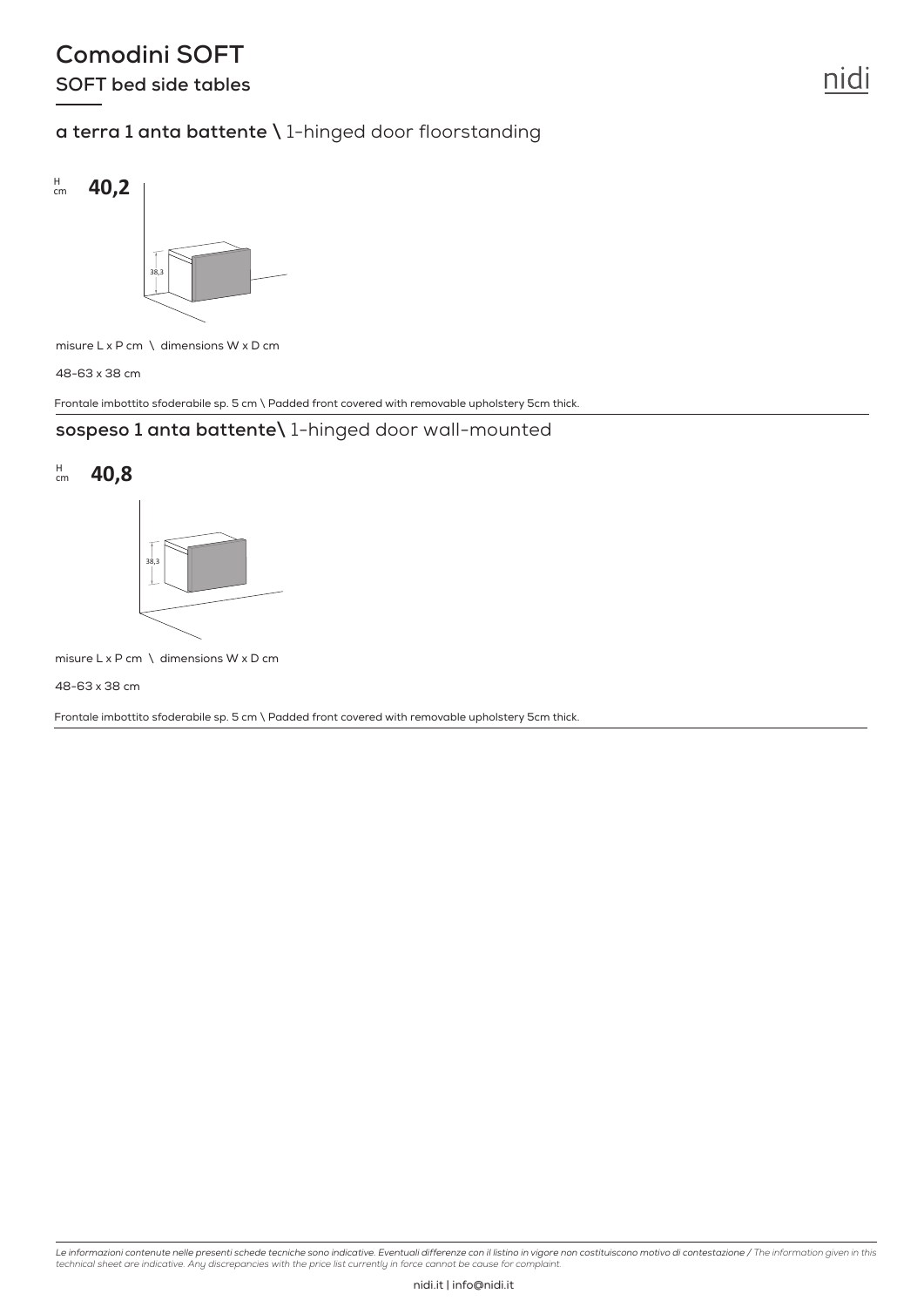# Comodini SOFT

## SOFT bed side tables

### a terra 1 anta battente \ 1-hinged door floorstanding

H cm **40,2**

38,3

misure L x P cm \ dimensions W x D cm

48-63 x 38 cm

Frontale imbottito sfoderabile sp. 5 cm \ Padded front covered with removable upholstery 5cm thick.

### sospeso 1 anta battente\ 1-hinged door wall-mounted

H cm **40,8**

38,3

misure L x P cm \ dimensions W x D cm

48-63 x 38 cm

Frontale imbottito sfoderabile sp. 5 cm \ Padded front covered with removable upholstery 5cm thick.

*Le informazioni contenute nelle presenti schede tecniche sono indicative. Eventuali differenze con il listino in vigore non costituiscono motivo di contestazione / The information given in this technical sheet are indicative. Any discrepancies with the price list currently in force cannot be cause for complaint.*

nidi.it | info@nidi.it